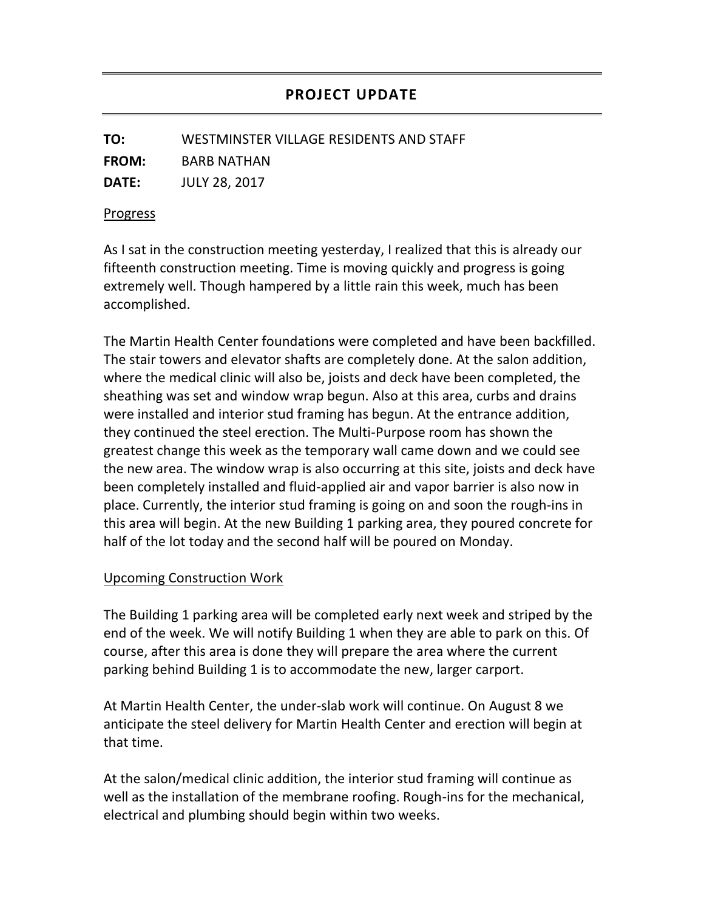# PROJECT UPDATE

**TO:** WESTMINSTER VILLAGE RESIDENTS AND STAFF

**FROM:** BARB NATHAN

**DATE:** JULY 28, 2017

## Progress

As I sat in the construction meeting yesterday, I realized that this is already our fifteenth construction meeting. Time is moving quickly and progress is going extremely well. Though hampered by a little rain this week, much has been accomplished.

The Martin Health Center foundations were completed and have been backfilled. The stair towers and elevator shafts are completely done. At the salon addition, where the medical clinic will also be, joists and deck have been completed, the sheathing was set and window wrap begun. Also at this area, curbs and drains were installed and interior stud framing has begun. At the entrance addition, they continued the steel erection. The Multi-Purpose room has shown the greatest change this week as the temporary wall came down and we could see the new area. The window wrap is also occurring at this site, joists and deck have been completely installed and fluid-applied air and vapor barrier is also now in place. Currently, the interior stud framing is going on and soon the rough-ins in this area will begin. At the new Building 1 parking area, they poured concrete for half of the lot today and the second half will be poured on Monday.

## Upcoming Construction Work

The Building 1 parking area will be completed early next week and striped by the end of the week. We will notify Building 1 when they are able to park on this. Of course, after this area is done they will prepare the area where the current parking behind Building 1 is to accommodate the new, larger carport.

At Martin Health Center, the under-slab work will continue. On August 8 we anticipate the steel delivery for Martin Health Center and erection will begin at that time.

At the salon/medical clinic addition, the interior stud framing will continue as well as the installation of the membrane roofing. Rough-ins for the mechanical, electrical and plumbing should begin within two weeks.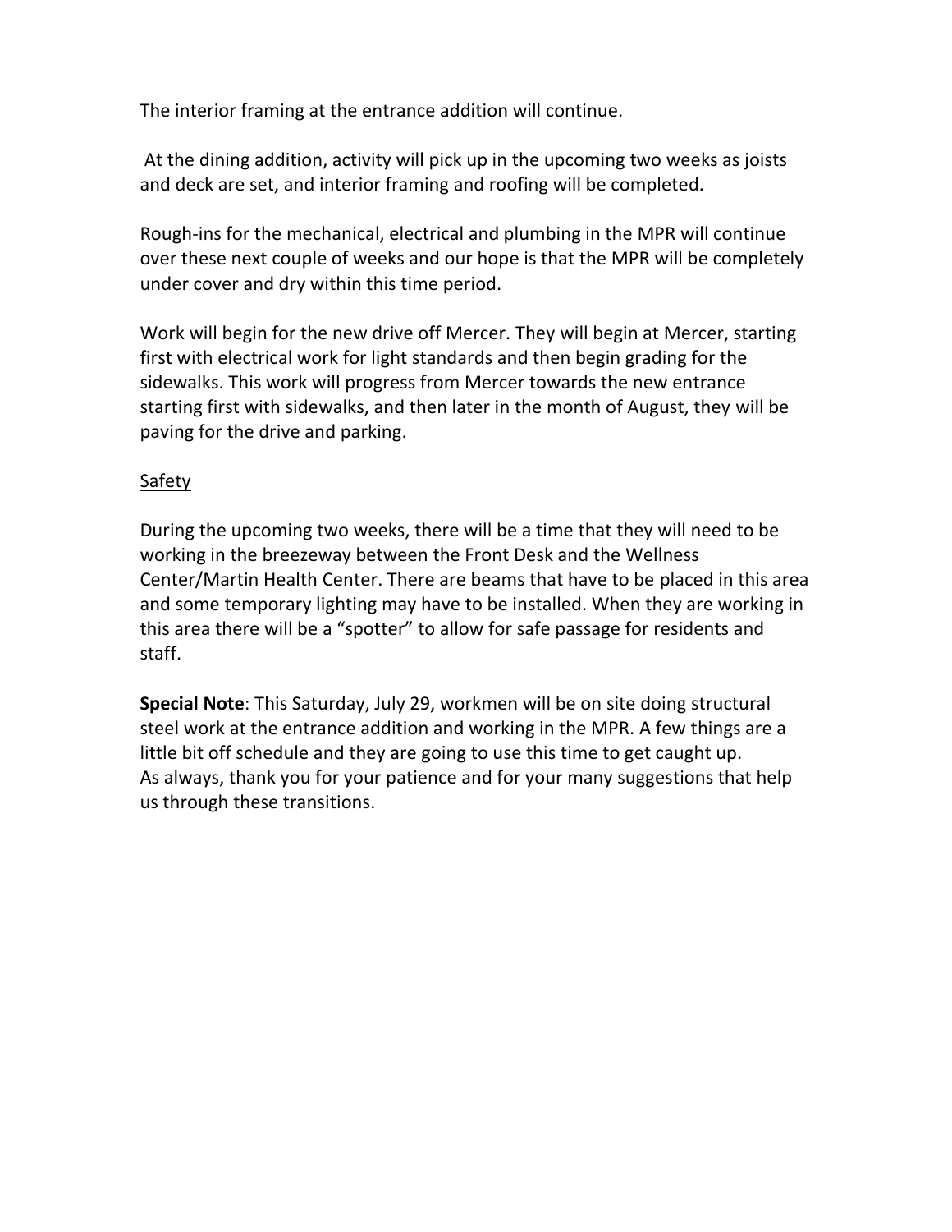The interior framing at the entrance addition will continue.

At the dining addition, activity will pick up in the upcoming two weeks as joists and deck are set, and interior framing and roofing will be completed.

Rough-ins for the mechanical, electrical and plumbing in the MPR will continue over these next couple of weeks and our hope is that the MPR will be completely under cover and dry within this time period.

Work will begin for the new drive off Mercer. They will begin at Mercer, starting first with electrical work for light standards and then begin grading for the sidewalks. This work will progress from Mercer towards the new entrance starting first with sidewalks, and then later in the month of August, they will be paving for the drive and parking.

<u>Safety</u>

During the upcoming two weeks, there will be a time that they will need to be working in the breezeway between the Front Desk and the Wellness Center/Martin Health Center. There are beams that have to be placed in this area and some temporary lighting may have to be installed. When they are working in this area there will be a "spotter" to allow for safe passage for residents and staff.

**Special Note**: This Saturday, July 29, workmen will be on site doing structural steel work at the entrance addition and working in the MPR. A few things are a little bit off schedule and they are going to use this time to get caught up.
As always, thank you for your patience and for your many suggestions that help us through these transitions.